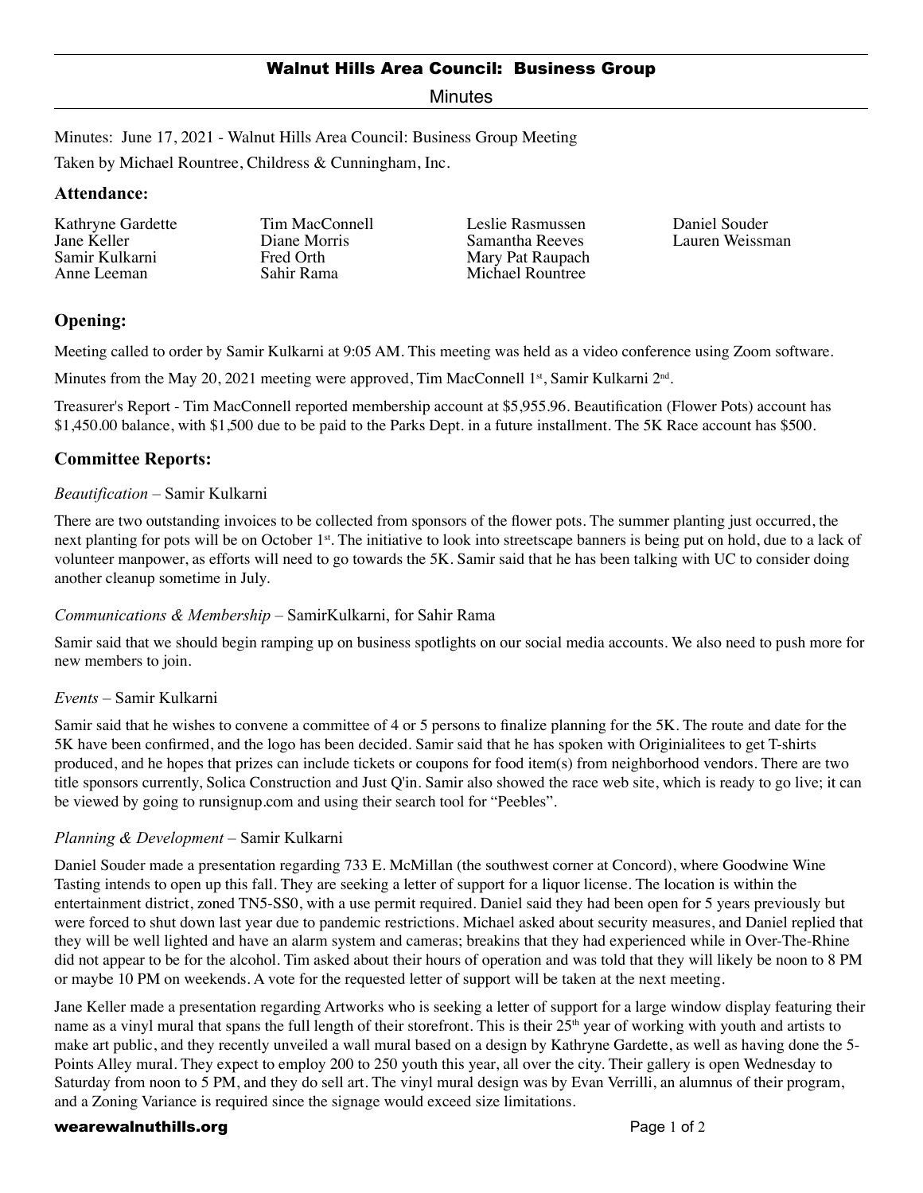# Walnut Hills Area Council: Business Group

Minutes

Minutes: June 17, 2021 - Walnut Hills Area Council: Business Group Meeting

Taken by Michael Rountree, Childress & Cunningham, Inc.

## Attendance:

Kathryne Gardette
Jane Keller
Samir Kulkarni
Anne Leeman
Tim MacConnell
Diane Morris
Fred Orth
Sahir Rama
Leslie Rasmussen
Samantha Reeves
Mary Pat Raupach
Michael Rountree
Daniel Souder
Lauren Weissman

## Opening:

Meeting called to order by Samir Kulkarni at 9:05 AM. This meeting was held as a video conference using Zoom software.

Minutes from the May 20, 2021 meeting were approved, Tim MacConnell 1st, Samir Kulkarni 2nd.

Treasurer's Report - Tim MacConnell reported membership account at $5,955.96. Beautification (Flower Pots) account has $1,450.00 balance, with $1,500 due to be paid to the Parks Dept. in a future installment. The 5K Race account has $500.

## Committee Reports:

*Beautification* – Samir Kulkarni

There are two outstanding invoices to be collected from sponsors of the flower pots. The summer planting just occurred, the next planting for pots will be on October 1st. The initiative to look into streetscape banners is being put on hold, due to a lack of volunteer manpower, as efforts will need to go towards the 5K. Samir said that he has been talking with UC to consider doing another cleanup sometime in July.

*Communications & Membership* – SamirKulkarni, for Sahir Rama

Samir said that we should begin ramping up on business spotlights on our social media accounts. We also need to push more for new members to join.

*Events* – Samir Kulkarni

Samir said that he wishes to convene a committee of 4 or 5 persons to finalize planning for the 5K. The route and date for the 5K have been confirmed, and the logo has been decided. Samir said that he has spoken with Originialitees to get T-shirts produced, and he hopes that prizes can include tickets or coupons for food item(s) from neighborhood vendors. There are two title sponsors currently, Solica Construction and Just Q'in. Samir also showed the race web site, which is ready to go live; it can be viewed by going to runsignup.com and using their search tool for "Peebles".

*Planning & Development* – Samir Kulkarni

Daniel Souder made a presentation regarding 733 E. McMillan (the southwest corner at Concord), where Goodwine Wine Tasting intends to open up this fall. They are seeking a letter of support for a liquor license. The location is within the entertainment district, zoned TN5-SS0, with a use permit required. Daniel said they had been open for 5 years previously but were forced to shut down last year due to pandemic restrictions. Michael asked about security measures, and Daniel replied that they will be well lighted and have an alarm system and cameras; breakins that they had experienced while in Over-The-Rhine did not appear to be for the alcohol. Tim asked about their hours of operation and was told that they will likely be noon to 8 PM or maybe 10 PM on weekends. A vote for the requested letter of support will be taken at the next meeting.

Jane Keller made a presentation regarding Artworks who is seeking a letter of support for a large window display featuring their name as a vinyl mural that spans the full length of their storefront. This is their 25th year of working with youth and artists to make art public, and they recently unveiled a wall mural based on a design by Kathryne Gardette, as well as having done the 5-Points Alley mural. They expect to employ 200 to 250 youth this year, all over the city. Their gallery is open Wednesday to Saturday from noon to 5 PM, and they do sell art. The vinyl mural design was by Evan Verrilli, an alumnus of their program, and a Zoning Variance is required since the signage would exceed size limitations.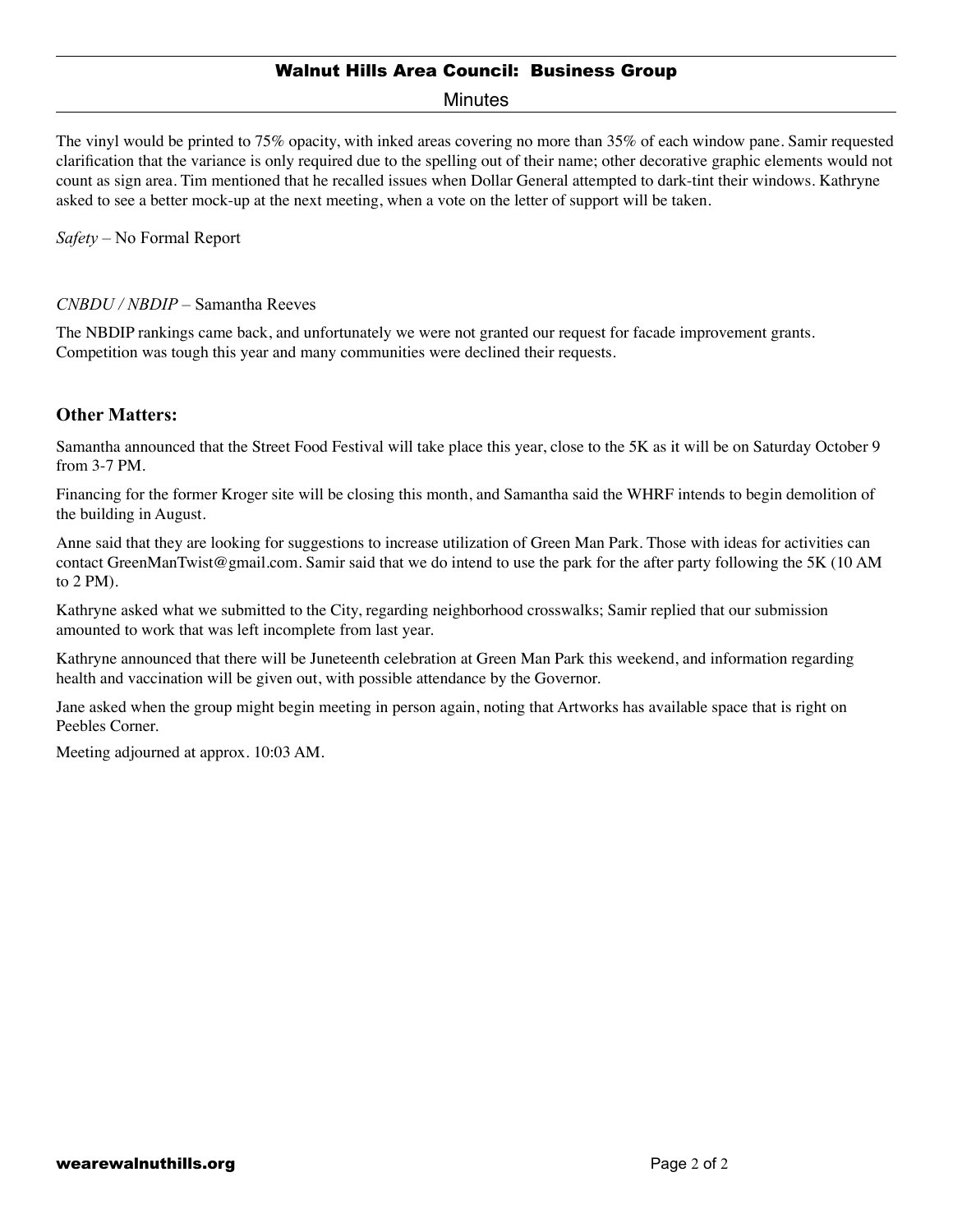The vinyl would be printed to 75% opacity, with inked areas covering no more than 35% of each window pane. Samir requested clarification that the variance is only required due to the spelling out of their name; other decorative graphic elements would not count as sign area. Tim mentioned that he recalled issues when Dollar General attempted to dark-tint their windows. Kathryne asked to see a better mock-up at the next meeting, when a vote on the letter of support will be taken.

*Safety* – No Formal Report

*CNBDU / NBDIP* – Samantha Reeves

The NBDIP rankings came back, and unfortunately we were not granted our request for facade improvement grants. Competition was tough this year and many communities were declined their requests.

## Other Matters:

Samantha announced that the Street Food Festival will take place this year, close to the 5K as it will be on Saturday October 9 from 3-7 PM.

Financing for the former Kroger site will be closing this month, and Samantha said the WHRF intends to begin demolition of the building in August.

Anne said that they are looking for suggestions to increase utilization of Green Man Park. Those with ideas for activities can contact GreenManTwist@gmail.com. Samir said that we do intend to use the park for the after party following the 5K (10 AM to 2 PM).

Kathryne asked what we submitted to the City, regarding neighborhood crosswalks; Samir replied that our submission amounted to work that was left incomplete from last year.

Kathryne announced that there will be Juneteenth celebration at Green Man Park this weekend, and information regarding health and vaccination will be given out, with possible attendance by the Governor.

Jane asked when the group might begin meeting in person again, noting that Artworks has available space that is right on Peebles Corner.

Meeting adjourned at approx. 10:03 AM.